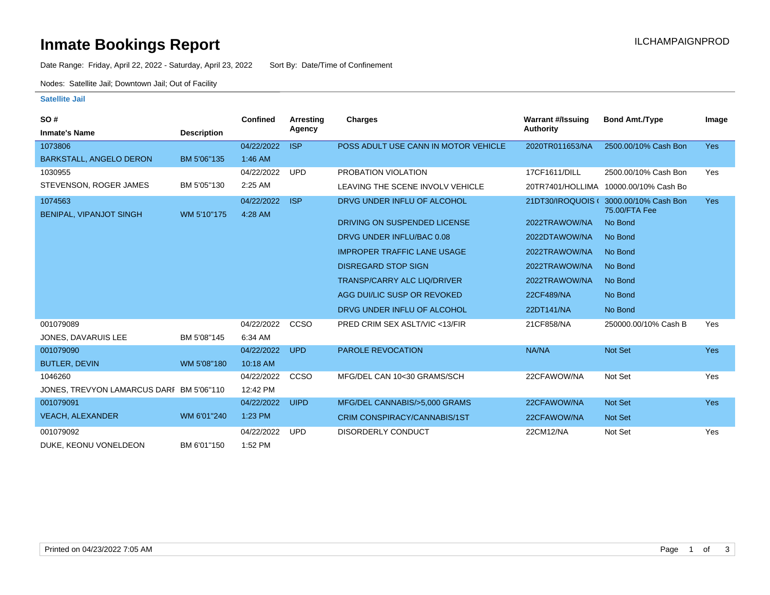# Inmate Bookings Report

ILCHAMPAIGNPROD

Date Range: Friday, April 22, 2022 - Saturday, April 23, 2022 Sort By: Date/Time of Confinement

Nodes: Satellite Jail; Downtown Jail; Out of Facility

### Satellite Jail

| SO # / Inmate's Name | Description | Confined | Arresting Agency | Charges | Warrant #/Issuing Authority | Bond Amt./Type | Image |
|---|---|---|---|---|---|---|---|
| 1073806 BARKSTALL, ANGELO DERON | BM 5'06"135 | 04/22/2022 1:46 AM | ISP | POSS ADULT USE CANN IN MOTOR VEHICLE | 2020TR011653/NA | 2500.00/10% Cash Bon | Yes |
| 1030955 STEVENSON, ROGER JAMES | BM 5'05"130 | 04/22/2022 2:25 AM | UPD | PROBATION VIOLATION | 17CF1611/DILL | 2500.00/10% Cash Bon | Yes |
| | | | | LEAVING THE SCENE INVOLV VEHICLE | 20TR7401/HOLLIMA | 10000.00/10% Cash Bo | |
| 1074563 BENIPAL, VIPANJOT SINGH | WM 5'10"175 | 04/22/2022 4:28 AM | ISP | DRVG UNDER INFLU OF ALCOHOL | 21DT30/IROQUOIS ( | 3000.00/10% Cash Bon 75.00/FTA Fee | Yes |
| | | | | DRIVING ON SUSPENDED LICENSE | 2022TRAWOW/NA | No Bond | |
| | | | | DRVG UNDER INFLU/BAC 0.08 | 2022DTAWOW/NA | No Bond | |
| | | | | IMPROPER TRAFFIC LANE USAGE | 2022TRAWOW/NA | No Bond | |
| | | | | DISREGARD STOP SIGN | 2022TRAWOW/NA | No Bond | |
| | | | | TRANSP/CARRY ALC LIQ/DRIVER | 2022TRAWOW/NA | No Bond | |
| | | | | AGG DUI/LIC SUSP OR REVOKED | 22CF489/NA | No Bond | |
| | | | | DRVG UNDER INFLU OF ALCOHOL | 22DT141/NA | No Bond | |
| 001079089 JONES, DAVARUIS LEE | BM 5'08"145 | 04/22/2022 6:34 AM | CCSO | PRED CRIM SEX ASLT/VIC <13/FIR | 21CF858/NA | 250000.00/10% Cash B | Yes |
| 001079090 BUTLER, DEVIN | WM 5'08"180 | 04/22/2022 10:18 AM | UPD | PAROLE REVOCATION | NA/NA | Not Set | Yes |
| 1046260 JONES, TREVYON LAMARCUS DARI | BM 5'06"110 | 04/22/2022 12:42 PM | CCSO | MFG/DEL CAN 10<30 GRAMS/SCH | 22CFAWOW/NA | Not Set | Yes |
| 001079091 VEACH, ALEXANDER | WM 6'01"240 | 04/22/2022 1:23 PM | UIPD | MFG/DEL CANNABIS/>5,000 GRAMS | 22CFAWOW/NA | Not Set | Yes |
| | | | | CRIM CONSPIRACY/CANNABIS/1ST | 22CFAWOW/NA | Not Set | |
| 001079092 DUKE, KEONU VONELDEON | BM 6'01"150 | 04/22/2022 1:52 PM | UPD | DISORDERLY CONDUCT | 22CM12/NA | Not Set | Yes |

Printed on 04/23/2022 7:05 AM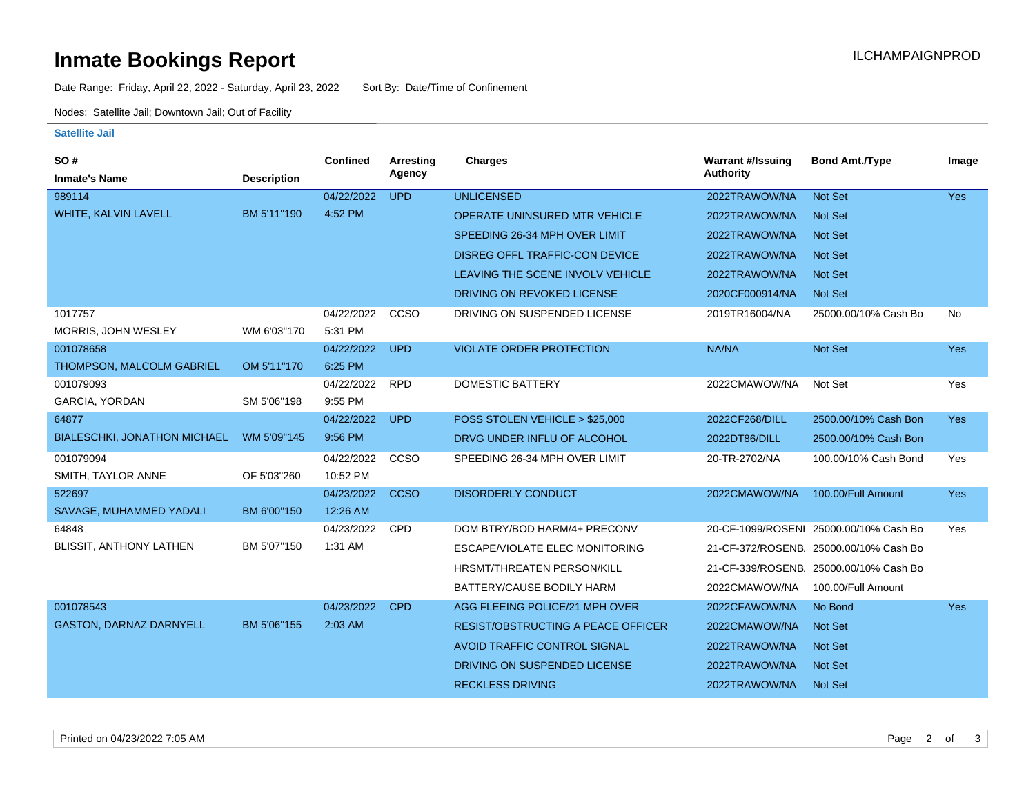# Inmate Bookings Report

ILCHAMPAIGNPROD

Date Range: Friday, April 22, 2022 - Saturday, April 23, 2022    Sort By: Date/Time of Confinement

Nodes: Satellite Jail; Downtown Jail; Out of Facility

**Satellite Jail**

| SO # / Inmate's Name | Description | Confined | Arresting Agency | Charges | Warrant #/Issuing Authority | Bond Amt./Type | Image |
|---|---|---|---|---|---|---|---|
| 989114 WHITE, KALVIN LAVELL | BM 5'11"190 | 04/22/2022 4:52 PM | UPD | UNLICENSED | 2022TRAWOW/NA | Not Set | Yes |
| | | | | OPERATE UNINSURED MTR VEHICLE | 2022TRAWOW/NA | Not Set | |
| | | | | SPEEDING 26-34 MPH OVER LIMIT | 2022TRAWOW/NA | Not Set | |
| | | | | DISREG OFFL TRAFFIC-CON DEVICE | 2022TRAWOW/NA | Not Set | |
| | | | | LEAVING THE SCENE INVOLV VEHICLE | 2022TRAWOW/NA | Not Set | |
| | | | | DRIVING ON REVOKED LICENSE | 2020CF000914/NA | Not Set | |
| 1017757 MORRIS, JOHN WESLEY | WM 6'03"170 | 04/22/2022 5:31 PM | CCSO | DRIVING ON SUSPENDED LICENSE | 2019TR16004/NA | 25000.00/10% Cash Bo | No |
| 001078658 THOMPSON, MALCOLM GABRIEL | OM 5'11"170 | 04/22/2022 6:25 PM | UPD | VIOLATE ORDER PROTECTION | NA/NA | Not Set | Yes |
| 001079093 GARCIA, YORDAN | SM 5'06"198 | 04/22/2022 9:55 PM | RPD | DOMESTIC BATTERY | 2022CMAWOW/NA | Not Set | Yes |
| 64877 BIALESCHKI, JONATHON MICHAEL | WM 5'09"145 | 04/22/2022 9:56 PM | UPD | POSS STOLEN VEHICLE > $25,000 | 2022CF268/DILL | 2500.00/10% Cash Bon | Yes |
| | | | | DRVG UNDER INFLU OF ALCOHOL | 2022DT86/DILL | 2500.00/10% Cash Bon | |
| 001079094 SMITH, TAYLOR ANNE | OF 5'03"260 | 04/22/2022 10:52 PM | CCSO | SPEEDING 26-34 MPH OVER LIMIT | 20-TR-2702/NA | 100.00/10% Cash Bond | Yes |
| 522697 SAVAGE, MUHAMMED YADALI | BM 6'00"150 | 04/23/2022 12:26 AM | CCSO | DISORDERLY CONDUCT | 2022CMAWOW/NA | 100.00/Full Amount | Yes |
| 64848 BLISSIT, ANTHONY LATHEN | BM 5'07"150 | 04/23/2022 1:31 AM | CPD | DOM BTRY/BOD HARM/4+ PRECONV | 20-CF-1099/ROSENI | 25000.00/10% Cash Bo | Yes |
| | | | | ESCAPE/VIOLATE ELEC MONITORING | 21-CF-372/ROSENB. | 25000.00/10% Cash Bo | |
| | | | | HRSMT/THREATEN PERSON/KILL | 21-CF-339/ROSENB. | 25000.00/10% Cash Bo | |
| | | | | BATTERY/CAUSE BODILY HARM | 2022CMAWOW/NA | 100.00/Full Amount | |
| 001078543 GASTON, DARNAZ DARNYELL | BM 5'06"155 | 04/23/2022 2:03 AM | CPD | AGG FLEEING POLICE/21 MPH OVER | 2022CFAWOW/NA | No Bond | Yes |
| | | | | RESIST/OBSTRUCTING A PEACE OFFICER | 2022CMAWOW/NA | Not Set | |
| | | | | AVOID TRAFFIC CONTROL SIGNAL | 2022TRAWOW/NA | Not Set | |
| | | | | DRIVING ON SUSPENDED LICENSE | 2022TRAWOW/NA | Not Set | |
| | | | | RECKLESS DRIVING | 2022TRAWOW/NA | Not Set | |

Printed on 04/23/2022 7:05 AM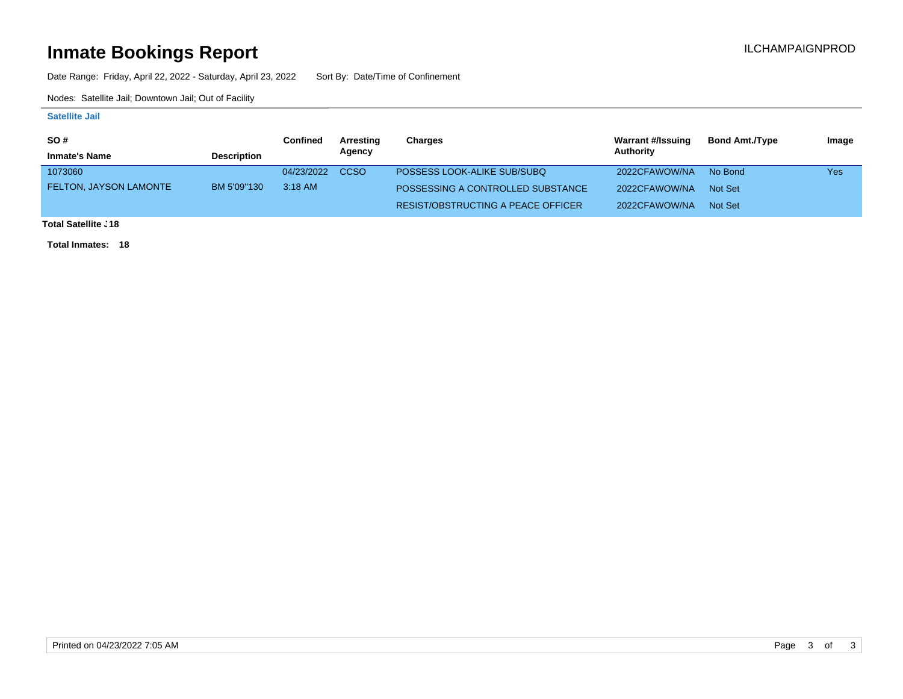# Inmate Bookings Report

ILCHAMPAIGNPROD

Date Range: Friday, April 22, 2022 - Saturday, April 23, 2022    Sort By: Date/Time of Confinement

Nodes: Satellite Jail; Downtown Jail; Out of Facility

**Satellite Jail**

| SO # / Inmate's Name | Description | Confined | Arresting Agency | Charges | Warrant #/Issuing Authority | Bond Amt./Type | Image |
|---|---|---|---|---|---|---|---|
| 1073060 | | 04/23/2022 | CCSO | POSSESS LOOK-ALIKE SUB/SUBQ | 2022CFAWOW/NA | No Bond | Yes |
| FELTON, JAYSON LAMONTE | BM 5'09"130 | 3:18 AM | | POSSESSING A CONTROLLED SUBSTANCE | 2022CFAWOW/NA | Not Set | |
| | | | | RESIST/OBSTRUCTING A PEACE OFFICER | 2022CFAWOW/NA | Not Set | |

**Total Satellite J18**

**Total Inmates: 18**

Printed on 04/23/2022 7:05 AM